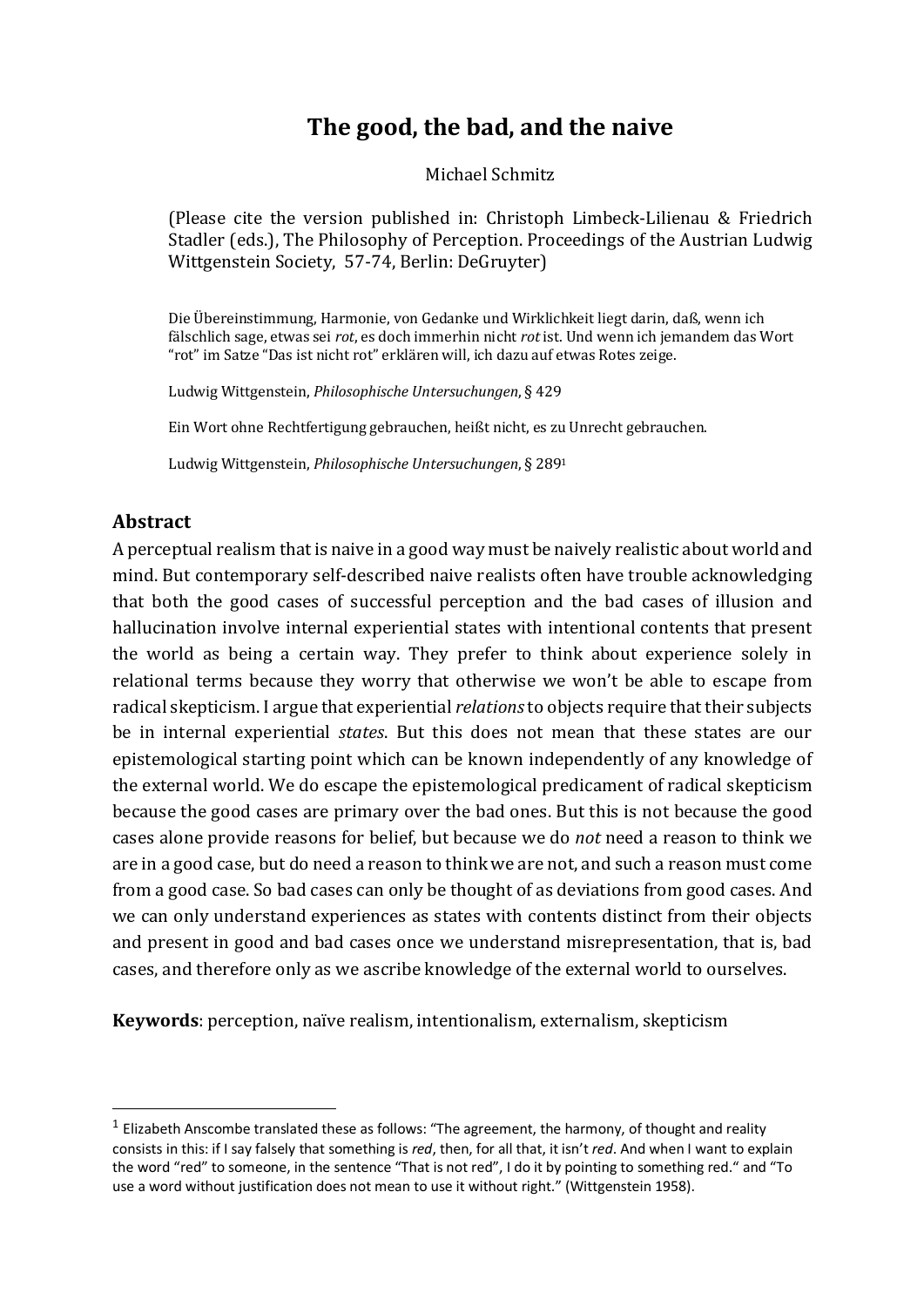# The good, the bad, and the naive

Michael Schmitz

(Please cite the version published in: Christoph Limbeck-Lilienau & Friedrich Stadler (eds.), The Philosophy of Perception. Proceedings of the Austrian Ludwig Wittgenstein Society, 57-74, Berlin: DeGruyter)

Die Übereinstimmung, Harmonie, von Gedanke und Wirklichkeit liegt darin, daß, wenn ich fälschlich sage, etwas sei *rot*, es doch immerhin nicht *rot* ist. Und wenn ich jemandem das Wort "rot" im Satze "Das ist nicht rot" erklären will, ich dazu auf etwas Rotes zeige.

Ludwig Wittgenstein, *Philosophische Untersuchungen*, § 429

Ein Wort ohne Rechtfertigung gebrauchen, heißt nicht, es zu Unrecht gebrauchen.

Ludwig Wittgenstein, *Philosophische Untersuchungen*, § 289[1]

## Abstract

A perceptual realism that is naive in a good way must be naively realistic about world and mind. But contemporary self-described naive realists often have trouble acknowledging that both the good cases of successful perception and the bad cases of illusion and hallucination involve internal experiential states with intentional contents that present the world as being a certain way. They prefer to think about experience solely in relational terms because they worry that otherwise we won't be able to escape from radical skepticism. I argue that experiential *relations* to objects require that their subjects be in internal experiential *states*. But this does not mean that these states are our epistemological starting point which can be known independently of any knowledge of the external world. We do escape the epistemological predicament of radical skepticism because the good cases are primary over the bad ones. But this is not because the good cases alone provide reasons for belief, but because we do *not* need a reason to think we are in a good case, but do need a reason to think we are not, and such a reason must come from a good case. So bad cases can only be thought of as deviations from good cases. And we can only understand experiences as states with contents distinct from their objects and present in good and bad cases once we understand misrepresentation, that is, bad cases, and therefore only as we ascribe knowledge of the external world to ourselves.

**Keywords**: perception, naïve realism, intentionalism, externalism, skepticism

---

[1] Elizabeth Anscombe translated these as follows: "The agreement, the harmony, of thought and reality consists in this: if I say falsely that something is *red*, then, for all that, it isn't *red*. And when I want to explain the word "red" to someone, in the sentence "That is not red", I do it by pointing to something red." and "To use a word without justification does not mean to use it without right." (Wittgenstein 1958).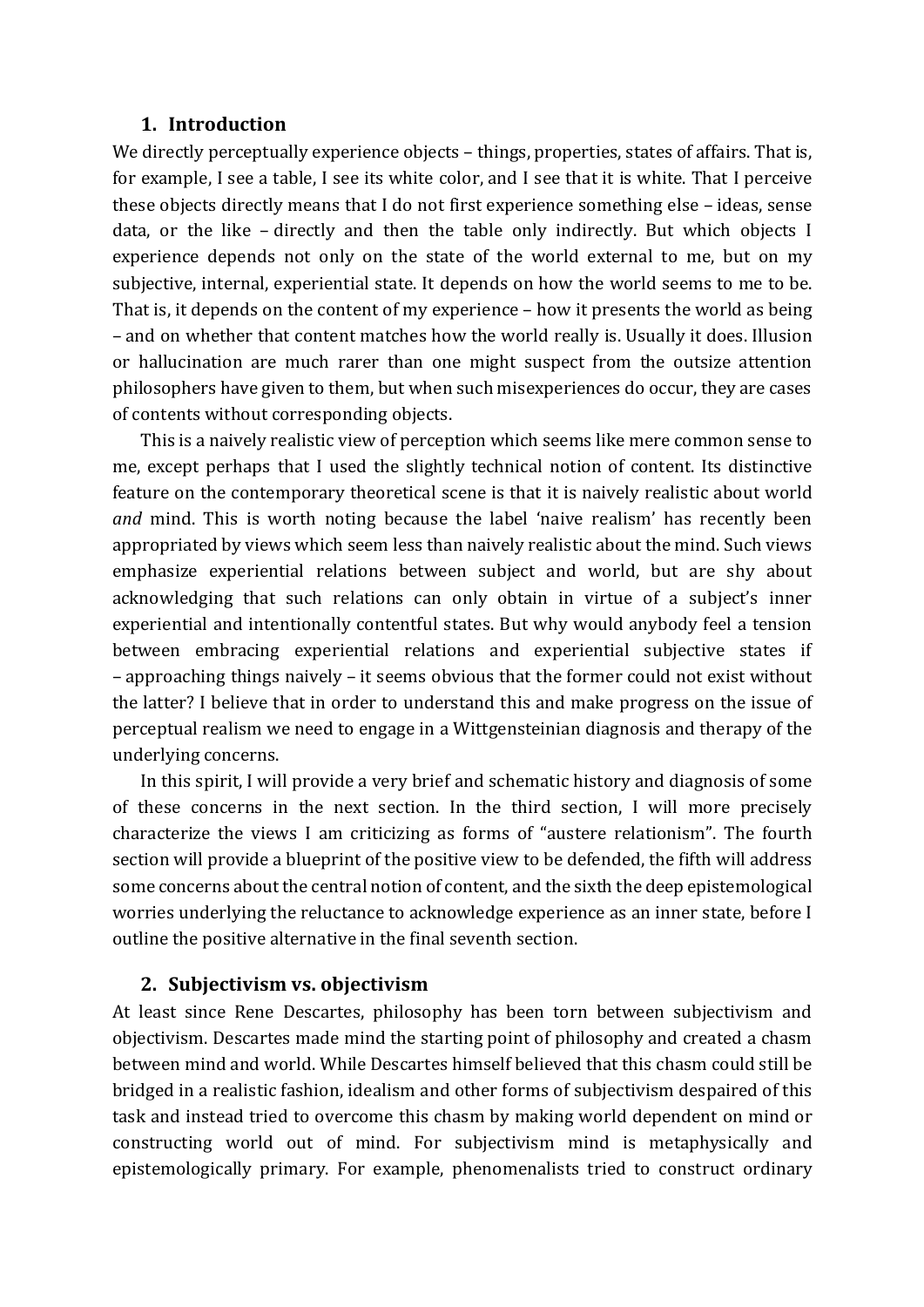## 1. Introduction

We directly perceptually experience objects – things, properties, states of affairs. That is, for example, I see a table, I see its white color, and I see that it is white. That I perceive these objects directly means that I do not first experience something else – ideas, sense data, or the like – directly and then the table only indirectly. But which objects I experience depends not only on the state of the world external to me, but on my subjective, internal, experiential state. It depends on how the world seems to me to be. That is, it depends on the content of my experience – how it presents the world as being – and on whether that content matches how the world really is. Usually it does. Illusion or hallucination are much rarer than one might suspect from the outsize attention philosophers have given to them, but when such misexperiences do occur, they are cases of contents without corresponding objects.

This is a naively realistic view of perception which seems like mere common sense to me, except perhaps that I used the slightly technical notion of content. Its distinctive feature on the contemporary theoretical scene is that it is naively realistic about world *and* mind. This is worth noting because the label 'naive realism' has recently been appropriated by views which seem less than naively realistic about the mind. Such views emphasize experiential relations between subject and world, but are shy about acknowledging that such relations can only obtain in virtue of a subject's inner experiential and intentionally contentful states. But why would anybody feel a tension between embracing experiential relations and experiential subjective states if – approaching things naively – it seems obvious that the former could not exist without the latter? I believe that in order to understand this and make progress on the issue of perceptual realism we need to engage in a Wittgensteinian diagnosis and therapy of the underlying concerns.

In this spirit, I will provide a very brief and schematic history and diagnosis of some of these concerns in the next section. In the third section, I will more precisely characterize the views I am criticizing as forms of "austere relationism". The fourth section will provide a blueprint of the positive view to be defended, the fifth will address some concerns about the central notion of content, and the sixth the deep epistemological worries underlying the reluctance to acknowledge experience as an inner state, before I outline the positive alternative in the final seventh section.

## 2. Subjectivism vs. objectivism

At least since Rene Descartes, philosophy has been torn between subjectivism and objectivism. Descartes made mind the starting point of philosophy and created a chasm between mind and world. While Descartes himself believed that this chasm could still be bridged in a realistic fashion, idealism and other forms of subjectivism despaired of this task and instead tried to overcome this chasm by making world dependent on mind or constructing world out of mind. For subjectivism mind is metaphysically and epistemologically primary. For example, phenomenalists tried to construct ordinary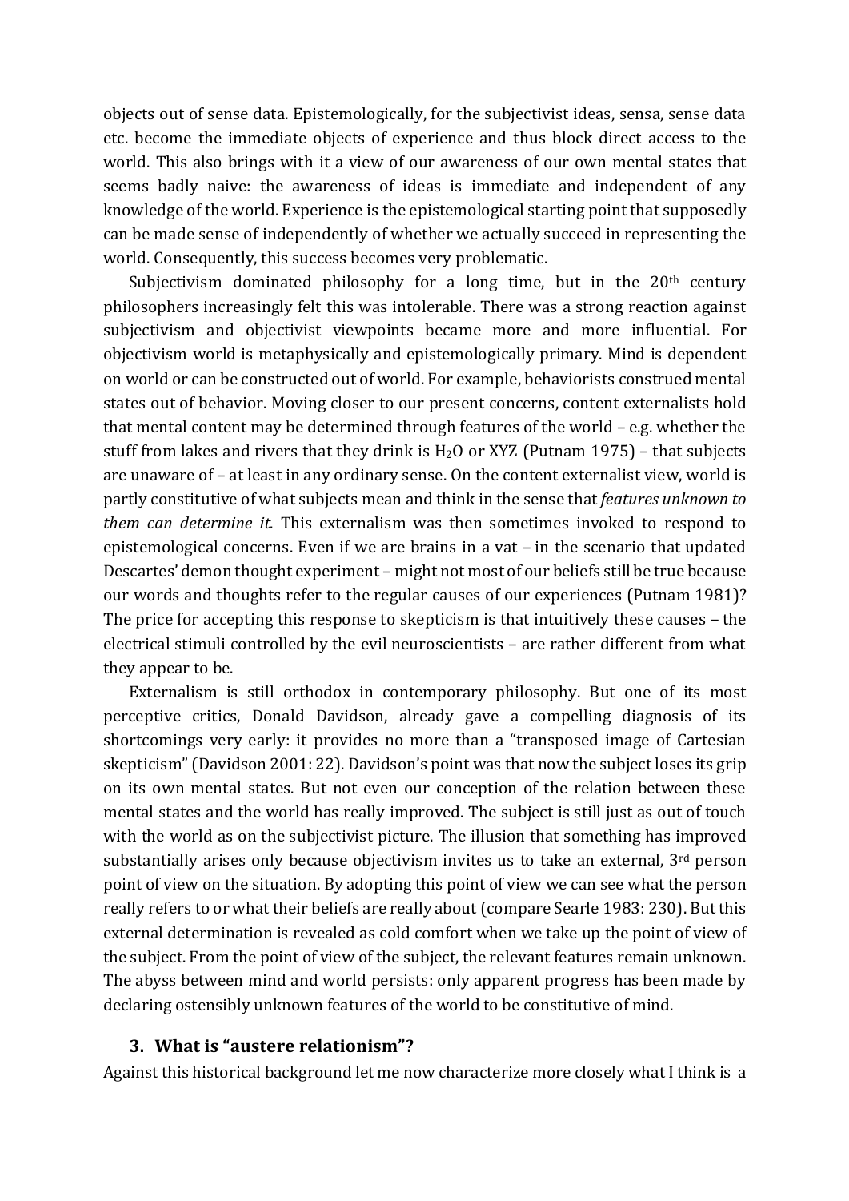objects out of sense data. Epistemologically, for the subjectivist ideas, sensa, sense data etc. become the immediate objects of experience and thus block direct access to the world. This also brings with it a view of our awareness of our own mental states that seems badly naive: the awareness of ideas is immediate and independent of any knowledge of the world. Experience is the epistemological starting point that supposedly can be made sense of independently of whether we actually succeed in representing the world. Consequently, this success becomes very problematic.

Subjectivism dominated philosophy for a long time, but in the 20th century philosophers increasingly felt this was intolerable. There was a strong reaction against subjectivism and objectivist viewpoints became more and more influential. For objectivism world is metaphysically and epistemologically primary. Mind is dependent on world or can be constructed out of world. For example, behaviorists construed mental states out of behavior. Moving closer to our present concerns, content externalists hold that mental content may be determined through features of the world – e.g. whether the stuff from lakes and rivers that they drink is $H_2O$ or XYZ (Putnam 1975) – that subjects are unaware of – at least in any ordinary sense. On the content externalist view, world is partly constitutive of what subjects mean and think in the sense that *features unknown to them can determine it*. This externalism was then sometimes invoked to respond to epistemological concerns. Even if we are brains in a vat – in the scenario that updated Descartes' demon thought experiment – might not most of our beliefs still be true because our words and thoughts refer to the regular causes of our experiences (Putnam 1981)? The price for accepting this response to skepticism is that intuitively these causes – the electrical stimuli controlled by the evil neuroscientists – are rather different from what they appear to be.

Externalism is still orthodox in contemporary philosophy. But one of its most perceptive critics, Donald Davidson, already gave a compelling diagnosis of its shortcomings very early: it provides no more than a "transposed image of Cartesian skepticism" (Davidson 2001: 22). Davidson's point was that now the subject loses its grip on its own mental states. But not even our conception of the relation between these mental states and the world has really improved. The subject is still just as out of touch with the world as on the subjectivist picture. The illusion that something has improved substantially arises only because objectivism invites us to take an external, 3rd person point of view on the situation. By adopting this point of view we can see what the person really refers to or what their beliefs are really about (compare Searle 1983: 230). But this external determination is revealed as cold comfort when we take up the point of view of the subject. From the point of view of the subject, the relevant features remain unknown. The abyss between mind and world persists: only apparent progress has been made by declaring ostensibly unknown features of the world to be constitutive of mind.

## 3. What is "austere relationism"?

Against this historical background let me now characterize more closely what I think is a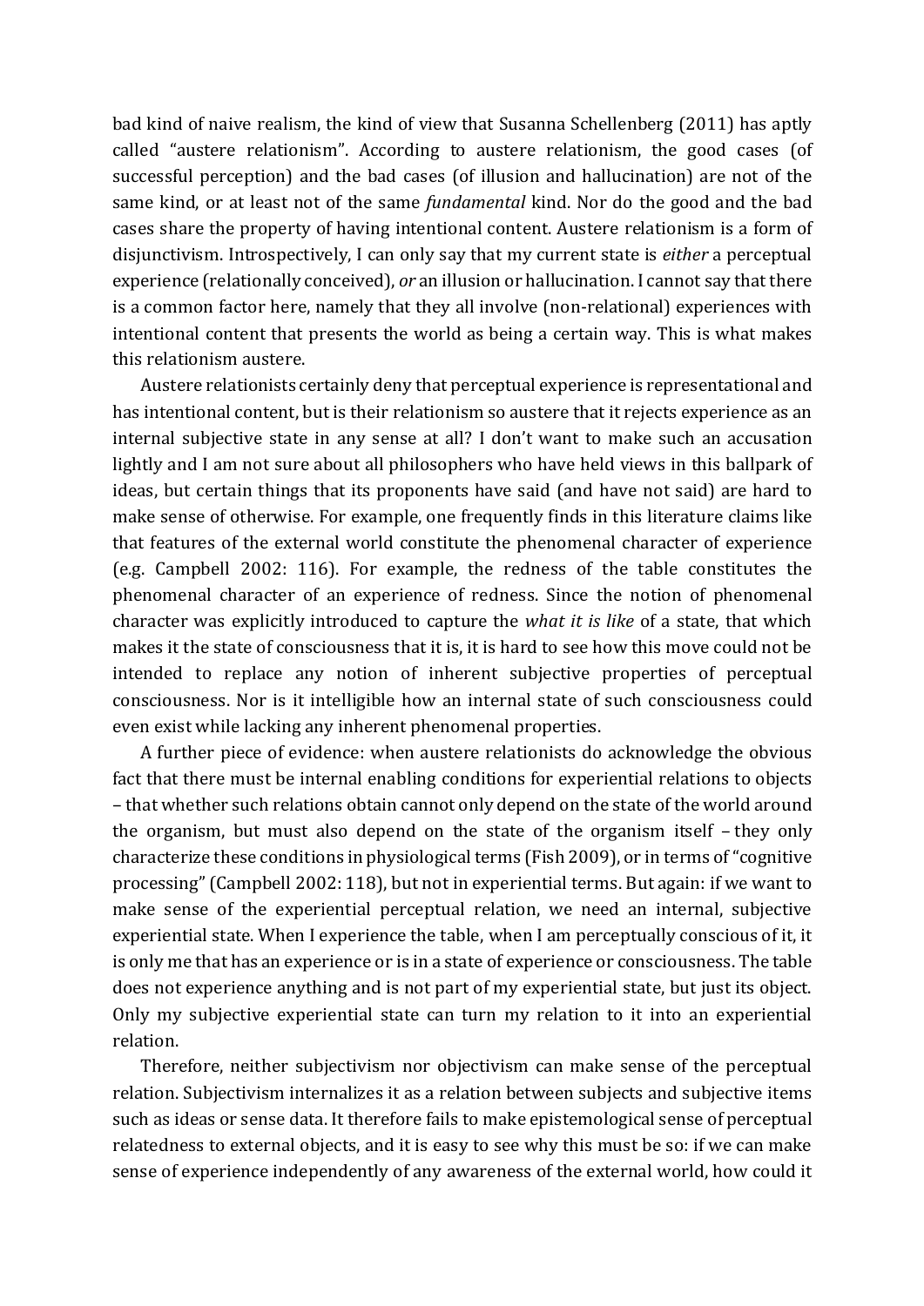bad kind of naive realism, the kind of view that Susanna Schellenberg (2011) has aptly called "austere relationism". According to austere relationism, the good cases (of successful perception) and the bad cases (of illusion and hallucination) are not of the same kind, or at least not of the same *fundamental* kind. Nor do the good and the bad cases share the property of having intentional content. Austere relationism is a form of disjunctivism. Introspectively, I can only say that my current state is *either* a perceptual experience (relationally conceived), *or* an illusion or hallucination. I cannot say that there is a common factor here, namely that they all involve (non-relational) experiences with intentional content that presents the world as being a certain way. This is what makes this relationism austere.

Austere relationists certainly deny that perceptual experience is representational and has intentional content, but is their relationism so austere that it rejects experience as an internal subjective state in any sense at all? I don't want to make such an accusation lightly and I am not sure about all philosophers who have held views in this ballpark of ideas, but certain things that its proponents have said (and have not said) are hard to make sense of otherwise. For example, one frequently finds in this literature claims like that features of the external world constitute the phenomenal character of experience (e.g. Campbell 2002: 116). For example, the redness of the table constitutes the phenomenal character of an experience of redness. Since the notion of phenomenal character was explicitly introduced to capture the *what it is like* of a state, that which makes it the state of consciousness that it is, it is hard to see how this move could not be intended to replace any notion of inherent subjective properties of perceptual consciousness. Nor is it intelligible how an internal state of such consciousness could even exist while lacking any inherent phenomenal properties.

A further piece of evidence: when austere relationists do acknowledge the obvious fact that there must be internal enabling conditions for experiential relations to objects – that whether such relations obtain cannot only depend on the state of the world around the organism, but must also depend on the state of the organism itself – they only characterize these conditions in physiological terms (Fish 2009), or in terms of "cognitive processing" (Campbell 2002: 118), but not in experiential terms. But again: if we want to make sense of the experiential perceptual relation, we need an internal, subjective experiential state. When I experience the table, when I am perceptually conscious of it, it is only me that has an experience or is in a state of experience or consciousness. The table does not experience anything and is not part of my experiential state, but just its object. Only my subjective experiential state can turn my relation to it into an experiential relation.

Therefore, neither subjectivism nor objectivism can make sense of the perceptual relation. Subjectivism internalizes it as a relation between subjects and subjective items such as ideas or sense data. It therefore fails to make epistemological sense of perceptual relatedness to external objects, and it is easy to see why this must be so: if we can make sense of experience independently of any awareness of the external world, how could it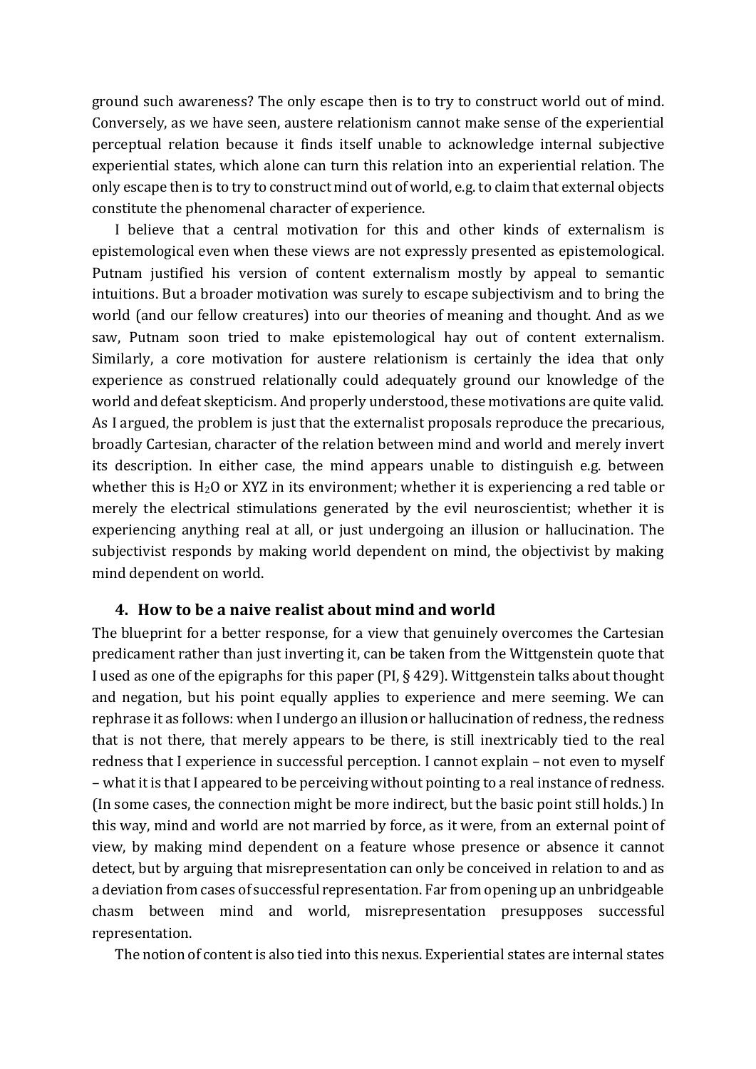ground such awareness? The only escape then is to try to construct world out of mind. Conversely, as we have seen, austere relationism cannot make sense of the experiential perceptual relation because it finds itself unable to acknowledge internal subjective experiential states, which alone can turn this relation into an experiential relation. The only escape then is to try to construct mind out of world, e.g. to claim that external objects constitute the phenomenal character of experience.

I believe that a central motivation for this and other kinds of externalism is epistemological even when these views are not expressly presented as epistemological. Putnam justified his version of content externalism mostly by appeal to semantic intuitions. But a broader motivation was surely to escape subjectivism and to bring the world (and our fellow creatures) into our theories of meaning and thought. And as we saw, Putnam soon tried to make epistemological hay out of content externalism. Similarly, a core motivation for austere relationism is certainly the idea that only experience as construed relationally could adequately ground our knowledge of the world and defeat skepticism. And properly understood, these motivations are quite valid. As I argued, the problem is just that the externalist proposals reproduce the precarious, broadly Cartesian, character of the relation between mind and world and merely invert its description. In either case, the mind appears unable to distinguish e.g. between whether this is $H_2O$ or XYZ in its environment; whether it is experiencing a red table or merely the electrical stimulations generated by the evil neuroscientist; whether it is experiencing anything real at all, or just undergoing an illusion or hallucination. The subjectivist responds by making world dependent on mind, the objectivist by making mind dependent on world.

## 4. How to be a naive realist about mind and world

The blueprint for a better response, for a view that genuinely overcomes the Cartesian predicament rather than just inverting it, can be taken from the Wittgenstein quote that I used as one of the epigraphs for this paper (PI, § 429). Wittgenstein talks about thought and negation, but his point equally applies to experience and mere seeming. We can rephrase it as follows: when I undergo an illusion or hallucination of redness, the redness that is not there, that merely appears to be there, is still inextricably tied to the real redness that I experience in successful perception. I cannot explain – not even to myself – what it is that I appeared to be perceiving without pointing to a real instance of redness. (In some cases, the connection might be more indirect, but the basic point still holds.) In this way, mind and world are not married by force, as it were, from an external point of view, by making mind dependent on a feature whose presence or absence it cannot detect, but by arguing that misrepresentation can only be conceived in relation to and as a deviation from cases of successful representation. Far from opening up an unbridgeable chasm between mind and world, misrepresentation presupposes successful representation.

The notion of content is also tied into this nexus. Experiential states are internal states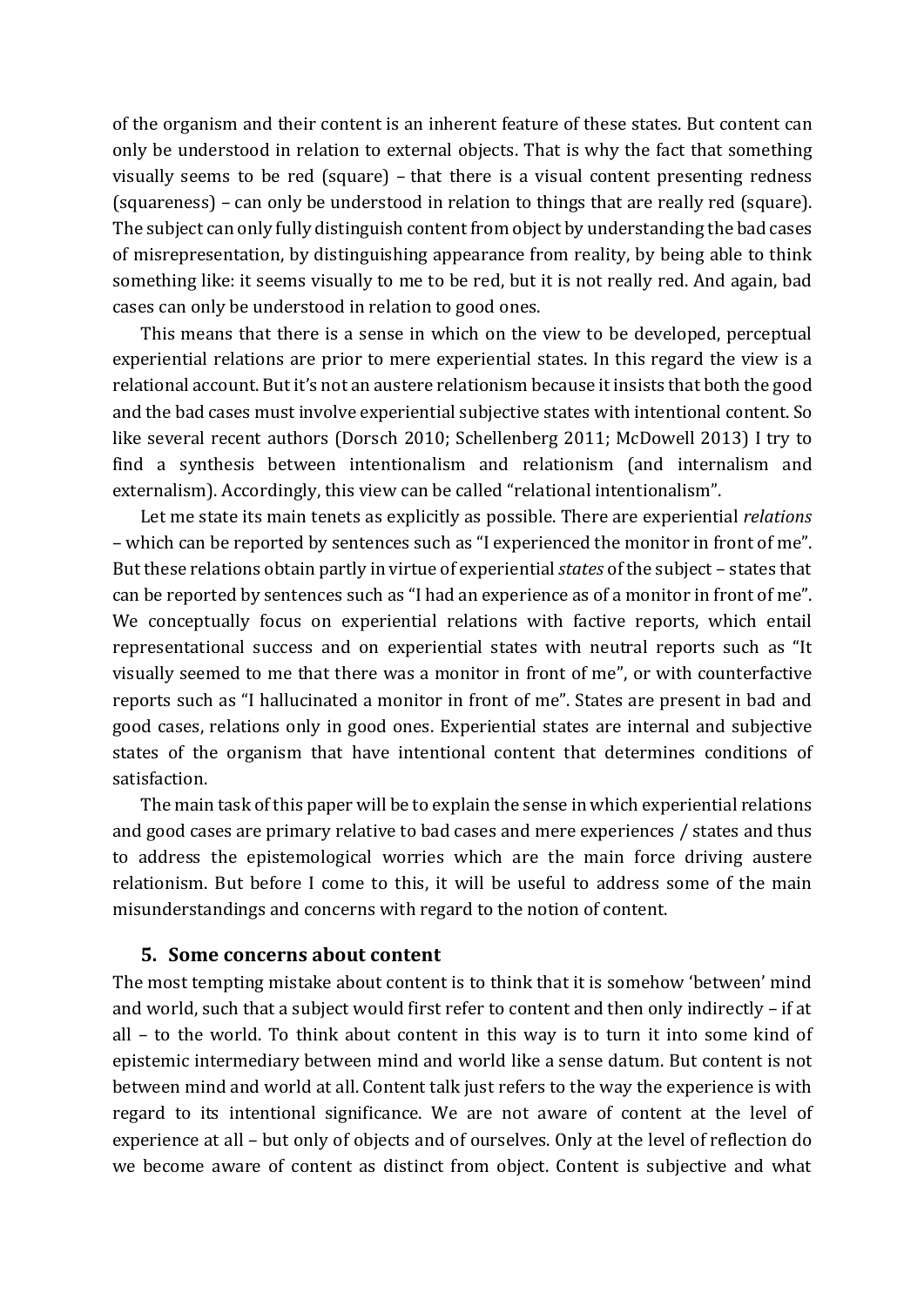of the organism and their content is an inherent feature of these states. But content can only be understood in relation to external objects. That is why the fact that something visually seems to be red (square) – that there is a visual content presenting redness (squareness) – can only be understood in relation to things that are really red (square). The subject can only fully distinguish content from object by understanding the bad cases of misrepresentation, by distinguishing appearance from reality, by being able to think something like: it seems visually to me to be red, but it is not really red. And again, bad cases can only be understood in relation to good ones.

This means that there is a sense in which on the view to be developed, perceptual experiential relations are prior to mere experiential states. In this regard the view is a relational account. But it's not an austere relationism because it insists that both the good and the bad cases must involve experiential subjective states with intentional content. So like several recent authors (Dorsch 2010; Schellenberg 2011; McDowell 2013) I try to find a synthesis between intentionalism and relationism (and internalism and externalism). Accordingly, this view can be called "relational intentionalism".

Let me state its main tenets as explicitly as possible. There are experiential *relations* – which can be reported by sentences such as "I experienced the monitor in front of me". But these relations obtain partly in virtue of experiential *states* of the subject – states that can be reported by sentences such as "I had an experience as of a monitor in front of me". We conceptually focus on experiential relations with factive reports, which entail representational success and on experiential states with neutral reports such as "It visually seemed to me that there was a monitor in front of me", or with counterfactive reports such as "I hallucinated a monitor in front of me". States are present in bad and good cases, relations only in good ones. Experiential states are internal and subjective states of the organism that have intentional content that determines conditions of satisfaction.

The main task of this paper will be to explain the sense in which experiential relations and good cases are primary relative to bad cases and mere experiences / states and thus to address the epistemological worries which are the main force driving austere relationism. But before I come to this, it will be useful to address some of the main misunderstandings and concerns with regard to the notion of content.

## 5. Some concerns about content

The most tempting mistake about content is to think that it is somehow 'between' mind and world, such that a subject would first refer to content and then only indirectly – if at all – to the world. To think about content in this way is to turn it into some kind of epistemic intermediary between mind and world like a sense datum. But content is not between mind and world at all. Content talk just refers to the way the experience is with regard to its intentional significance. We are not aware of content at the level of experience at all – but only of objects and of ourselves. Only at the level of reflection do we become aware of content as distinct from object. Content is subjective and what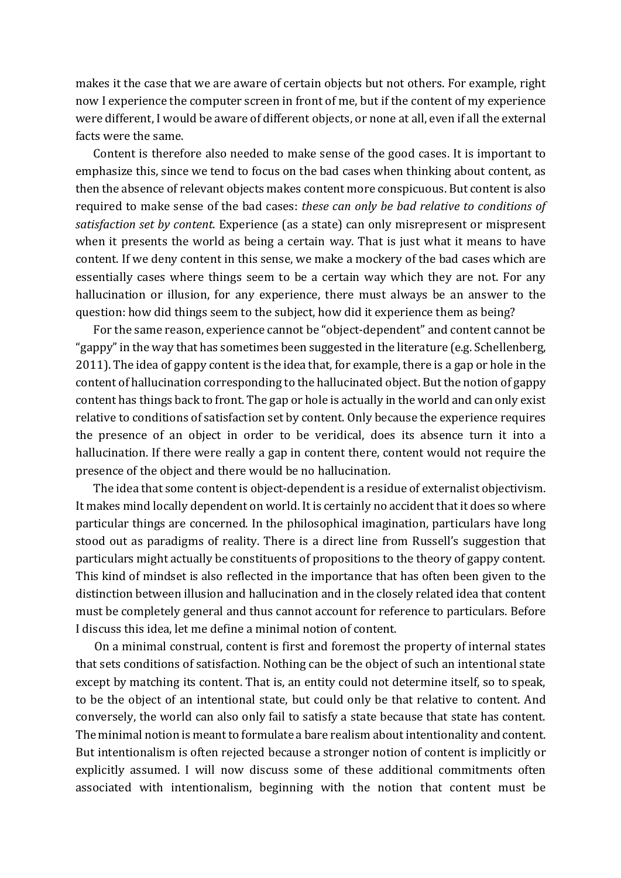makes it the case that we are aware of certain objects but not others. For example, right now I experience the computer screen in front of me, but if the content of my experience were different, I would be aware of different objects, or none at all, even if all the external facts were the same.

Content is therefore also needed to make sense of the good cases. It is important to emphasize this, since we tend to focus on the bad cases when thinking about content, as then the absence of relevant objects makes content more conspicuous. But content is also required to make sense of the bad cases: *these can only be bad relative to conditions of satisfaction set by content*. Experience (as a state) can only misrepresent or mispresent when it presents the world as being a certain way. That is just what it means to have content. If we deny content in this sense, we make a mockery of the bad cases which are essentially cases where things seem to be a certain way which they are not. For any hallucination or illusion, for any experience, there must always be an answer to the question: how did things seem to the subject, how did it experience them as being?

For the same reason, experience cannot be "object-dependent" and content cannot be "gappy" in the way that has sometimes been suggested in the literature (e.g. Schellenberg, 2011). The idea of gappy content is the idea that, for example, there is a gap or hole in the content of hallucination corresponding to the hallucinated object. But the notion of gappy content has things back to front. The gap or hole is actually in the world and can only exist relative to conditions of satisfaction set by content. Only because the experience requires the presence of an object in order to be veridical, does its absence turn it into a hallucination. If there were really a gap in content there, content would not require the presence of the object and there would be no hallucination.

The idea that some content is object-dependent is a residue of externalist objectivism. It makes mind locally dependent on world. It is certainly no accident that it does so where particular things are concerned. In the philosophical imagination, particulars have long stood out as paradigms of reality. There is a direct line from Russell's suggestion that particulars might actually be constituents of propositions to the theory of gappy content. This kind of mindset is also reflected in the importance that has often been given to the distinction between illusion and hallucination and in the closely related idea that content must be completely general and thus cannot account for reference to particulars. Before I discuss this idea, let me define a minimal notion of content.

On a minimal construal, content is first and foremost the property of internal states that sets conditions of satisfaction. Nothing can be the object of such an intentional state except by matching its content. That is, an entity could not determine itself, so to speak, to be the object of an intentional state, but could only be that relative to content. And conversely, the world can also only fail to satisfy a state because that state has content. The minimal notion is meant to formulate a bare realism about intentionality and content. But intentionalism is often rejected because a stronger notion of content is implicitly or explicitly assumed. I will now discuss some of these additional commitments often associated with intentionalism, beginning with the notion that content must be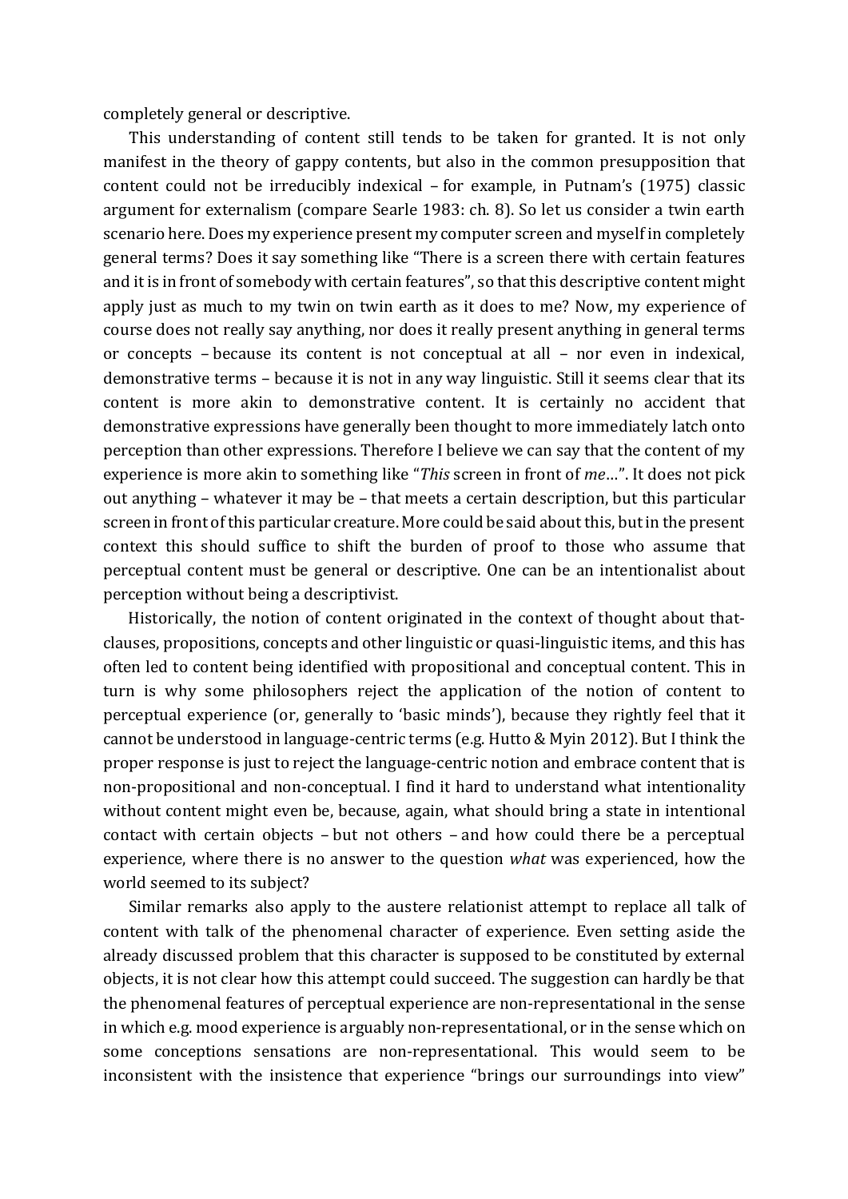completely general or descriptive.

This understanding of content still tends to be taken for granted. It is not only manifest in the theory of gappy contents, but also in the common presupposition that content could not be irreducibly indexical – for example, in Putnam's (1975) classic argument for externalism (compare Searle 1983: ch. 8). So let us consider a twin earth scenario here. Does my experience present my computer screen and myself in completely general terms? Does it say something like "There is a screen there with certain features and it is in front of somebody with certain features", so that this descriptive content might apply just as much to my twin on twin earth as it does to me? Now, my experience of course does not really say anything, nor does it really present anything in general terms or concepts – because its content is not conceptual at all – nor even in indexical, demonstrative terms – because it is not in any way linguistic. Still it seems clear that its content is more akin to demonstrative content. It is certainly no accident that demonstrative expressions have generally been thought to more immediately latch onto perception than other expressions. Therefore I believe we can say that the content of my experience is more akin to something like "*This* screen in front of *me*…". It does not pick out anything – whatever it may be – that meets a certain description, but this particular screen in front of this particular creature. More could be said about this, but in the present context this should suffice to shift the burden of proof to those who assume that perceptual content must be general or descriptive. One can be an intentionalist about perception without being a descriptivist.

Historically, the notion of content originated in the context of thought about that-clauses, propositions, concepts and other linguistic or quasi-linguistic items, and this has often led to content being identified with propositional and conceptual content. This in turn is why some philosophers reject the application of the notion of content to perceptual experience (or, generally to 'basic minds'), because they rightly feel that it cannot be understood in language-centric terms (e.g. Hutto & Myin 2012). But I think the proper response is just to reject the language-centric notion and embrace content that is non-propositional and non-conceptual. I find it hard to understand what intentionality without content might even be, because, again, what should bring a state in intentional contact with certain objects – but not others – and how could there be a perceptual experience, where there is no answer to the question *what* was experienced, how the world seemed to its subject?

Similar remarks also apply to the austere relationist attempt to replace all talk of content with talk of the phenomenal character of experience. Even setting aside the already discussed problem that this character is supposed to be constituted by external objects, it is not clear how this attempt could succeed. The suggestion can hardly be that the phenomenal features of perceptual experience are non-representational in the sense in which e.g. mood experience is arguably non-representational, or in the sense which on some conceptions sensations are non-representational. This would seem to be inconsistent with the insistence that experience "brings our surroundings into view"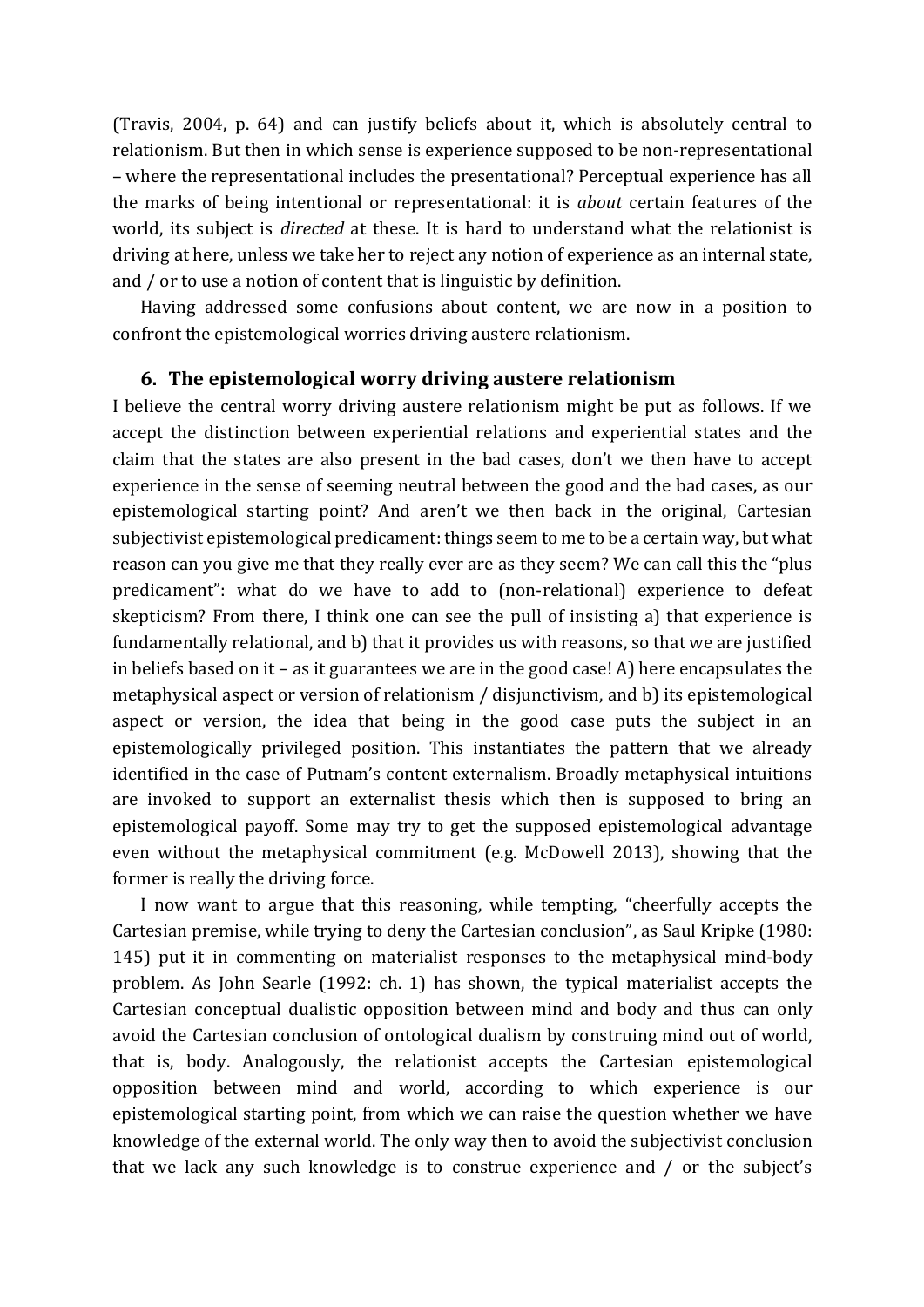(Travis, 2004, p. 64) and can justify beliefs about it, which is absolutely central to relationism. But then in which sense is experience supposed to be non-representational – where the representational includes the presentational? Perceptual experience has all the marks of being intentional or representational: it is *about* certain features of the world, its subject is *directed* at these. It is hard to understand what the relationist is driving at here, unless we take her to reject any notion of experience as an internal state, and / or to use a notion of content that is linguistic by definition.

Having addressed some confusions about content, we are now in a position to confront the epistemological worries driving austere relationism.

## 6. The epistemological worry driving austere relationism

I believe the central worry driving austere relationism might be put as follows. If we accept the distinction between experiential relations and experiential states and the claim that the states are also present in the bad cases, don't we then have to accept experience in the sense of seeming neutral between the good and the bad cases, as our epistemological starting point? And aren't we then back in the original, Cartesian subjectivist epistemological predicament: things seem to me to be a certain way, but what reason can you give me that they really ever are as they seem? We can call this the "plus predicament": what do we have to add to (non-relational) experience to defeat skepticism? From there, I think one can see the pull of insisting a) that experience is fundamentally relational, and b) that it provides us with reasons, so that we are justified in beliefs based on it – as it guarantees we are in the good case! A) here encapsulates the metaphysical aspect or version of relationism / disjunctivism, and b) its epistemological aspect or version, the idea that being in the good case puts the subject in an epistemologically privileged position. This instantiates the pattern that we already identified in the case of Putnam's content externalism. Broadly metaphysical intuitions are invoked to support an externalist thesis which then is supposed to bring an epistemological payoff. Some may try to get the supposed epistemological advantage even without the metaphysical commitment (e.g. McDowell 2013), showing that the former is really the driving force.

I now want to argue that this reasoning, while tempting, "cheerfully accepts the Cartesian premise, while trying to deny the Cartesian conclusion", as Saul Kripke (1980: 145) put it in commenting on materialist responses to the metaphysical mind-body problem. As John Searle (1992: ch. 1) has shown, the typical materialist accepts the Cartesian conceptual dualistic opposition between mind and body and thus can only avoid the Cartesian conclusion of ontological dualism by construing mind out of world, that is, body. Analogously, the relationist accepts the Cartesian epistemological opposition between mind and world, according to which experience is our epistemological starting point, from which we can raise the question whether we have knowledge of the external world. The only way then to avoid the subjectivist conclusion that we lack any such knowledge is to construe experience and / or the subject's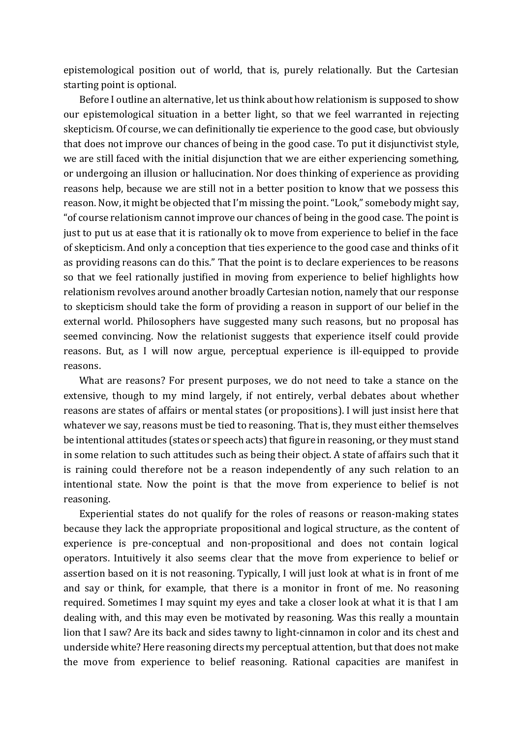epistemological position out of world, that is, purely relationally. But the Cartesian starting point is optional.

Before I outline an alternative, let us think about how relationism is supposed to show our epistemological situation in a better light, so that we feel warranted in rejecting skepticism. Of course, we can definitionally tie experience to the good case, but obviously that does not improve our chances of being in the good case. To put it disjunctivist style, we are still faced with the initial disjunction that we are either experiencing something, or undergoing an illusion or hallucination. Nor does thinking of experience as providing reasons help, because we are still not in a better position to know that we possess this reason. Now, it might be objected that I'm missing the point. "Look," somebody might say, "of course relationism cannot improve our chances of being in the good case. The point is just to put us at ease that it is rationally ok to move from experience to belief in the face of skepticism. And only a conception that ties experience to the good case and thinks of it as providing reasons can do this." That the point is to declare experiences to be reasons so that we feel rationally justified in moving from experience to belief highlights how relationism revolves around another broadly Cartesian notion, namely that our response to skepticism should take the form of providing a reason in support of our belief in the external world. Philosophers have suggested many such reasons, but no proposal has seemed convincing. Now the relationist suggests that experience itself could provide reasons. But, as I will now argue, perceptual experience is ill-equipped to provide reasons.

What are reasons? For present purposes, we do not need to take a stance on the extensive, though to my mind largely, if not entirely, verbal debates about whether reasons are states of affairs or mental states (or propositions). I will just insist here that whatever we say, reasons must be tied to reasoning. That is, they must either themselves be intentional attitudes (states or speech acts) that figure in reasoning, or they must stand in some relation to such attitudes such as being their object. A state of affairs such that it is raining could therefore not be a reason independently of any such relation to an intentional state. Now the point is that the move from experience to belief is not reasoning.

Experiential states do not qualify for the roles of reasons or reason-making states because they lack the appropriate propositional and logical structure, as the content of experience is pre-conceptual and non-propositional and does not contain logical operators. Intuitively it also seems clear that the move from experience to belief or assertion based on it is not reasoning. Typically, I will just look at what is in front of me and say or think, for example, that there is a monitor in front of me. No reasoning required. Sometimes I may squint my eyes and take a closer look at what it is that I am dealing with, and this may even be motivated by reasoning. Was this really a mountain lion that I saw? Are its back and sides tawny to light-cinnamon in color and its chest and underside white? Here reasoning directs my perceptual attention, but that does not make the move from experience to belief reasoning. Rational capacities are manifest in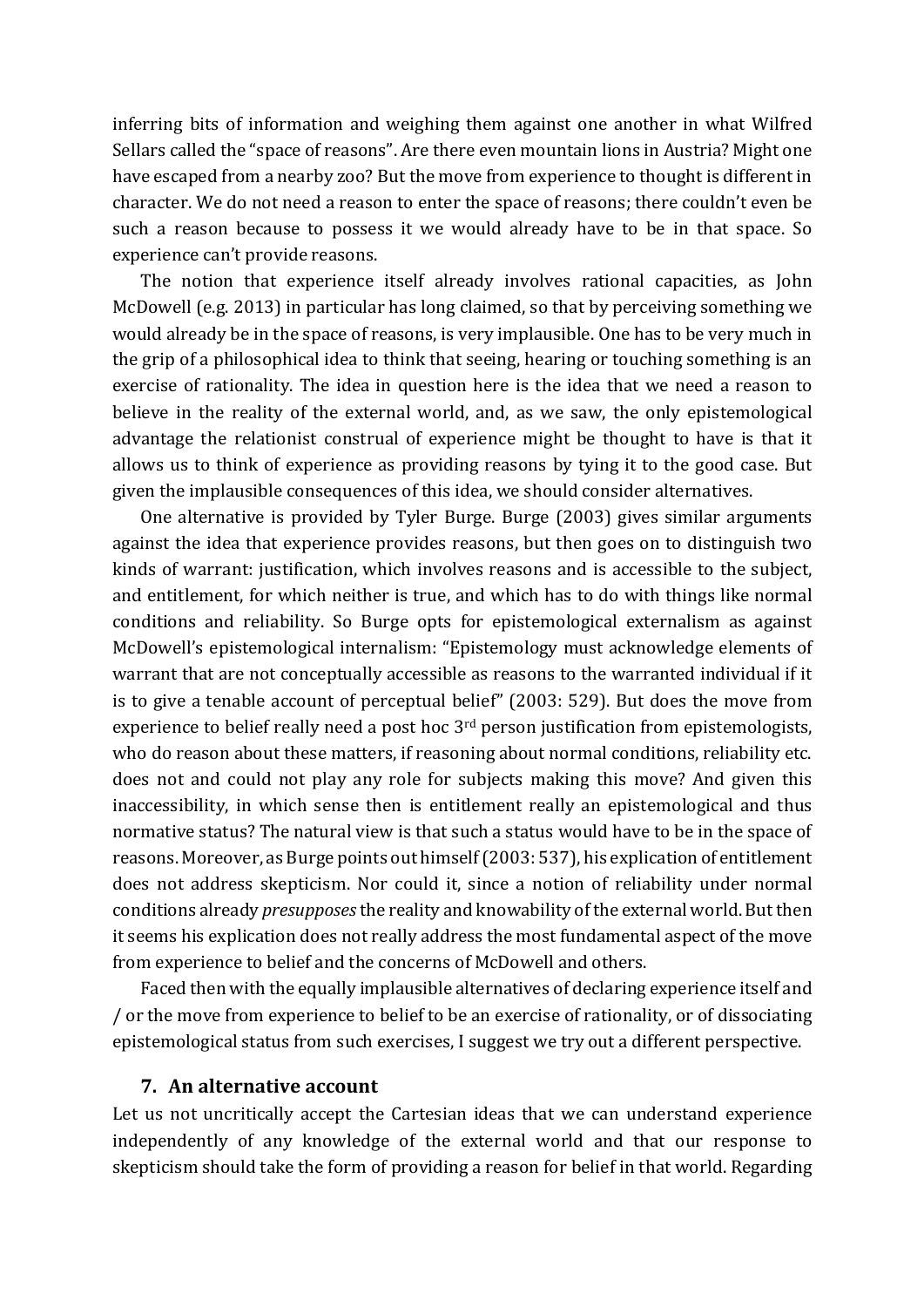inferring bits of information and weighing them against one another in what Wilfred Sellars called the "space of reasons". Are there even mountain lions in Austria? Might one have escaped from a nearby zoo? But the move from experience to thought is different in character. We do not need a reason to enter the space of reasons; there couldn't even be such a reason because to possess it we would already have to be in that space. So experience can't provide reasons.

The notion that experience itself already involves rational capacities, as John McDowell (e.g. 2013) in particular has long claimed, so that by perceiving something we would already be in the space of reasons, is very implausible. One has to be very much in the grip of a philosophical idea to think that seeing, hearing or touching something is an exercise of rationality. The idea in question here is the idea that we need a reason to believe in the reality of the external world, and, as we saw, the only epistemological advantage the relationist construal of experience might be thought to have is that it allows us to think of experience as providing reasons by tying it to the good case. But given the implausible consequences of this idea, we should consider alternatives.

One alternative is provided by Tyler Burge. Burge (2003) gives similar arguments against the idea that experience provides reasons, but then goes on to distinguish two kinds of warrant: justification, which involves reasons and is accessible to the subject, and entitlement, for which neither is true, and which has to do with things like normal conditions and reliability. So Burge opts for epistemological externalism as against McDowell's epistemological internalism: "Epistemology must acknowledge elements of warrant that are not conceptually accessible as reasons to the warranted individual if it is to give a tenable account of perceptual belief" (2003: 529). But does the move from experience to belief really need a post hoc 3rd person justification from epistemologists, who do reason about these matters, if reasoning about normal conditions, reliability etc. does not and could not play any role for subjects making this move? And given this inaccessibility, in which sense then is entitlement really an epistemological and thus normative status? The natural view is that such a status would have to be in the space of reasons. Moreover, as Burge points out himself (2003: 537), his explication of entitlement does not address skepticism. Nor could it, since a notion of reliability under normal conditions already *presupposes* the reality and knowability of the external world. But then it seems his explication does not really address the most fundamental aspect of the move from experience to belief and the concerns of McDowell and others.

Faced then with the equally implausible alternatives of declaring experience itself and / or the move from experience to belief to be an exercise of rationality, or of dissociating epistemological status from such exercises, I suggest we try out a different perspective.

## 7. An alternative account

Let us not uncritically accept the Cartesian ideas that we can understand experience independently of any knowledge of the external world and that our response to skepticism should take the form of providing a reason for belief in that world. Regarding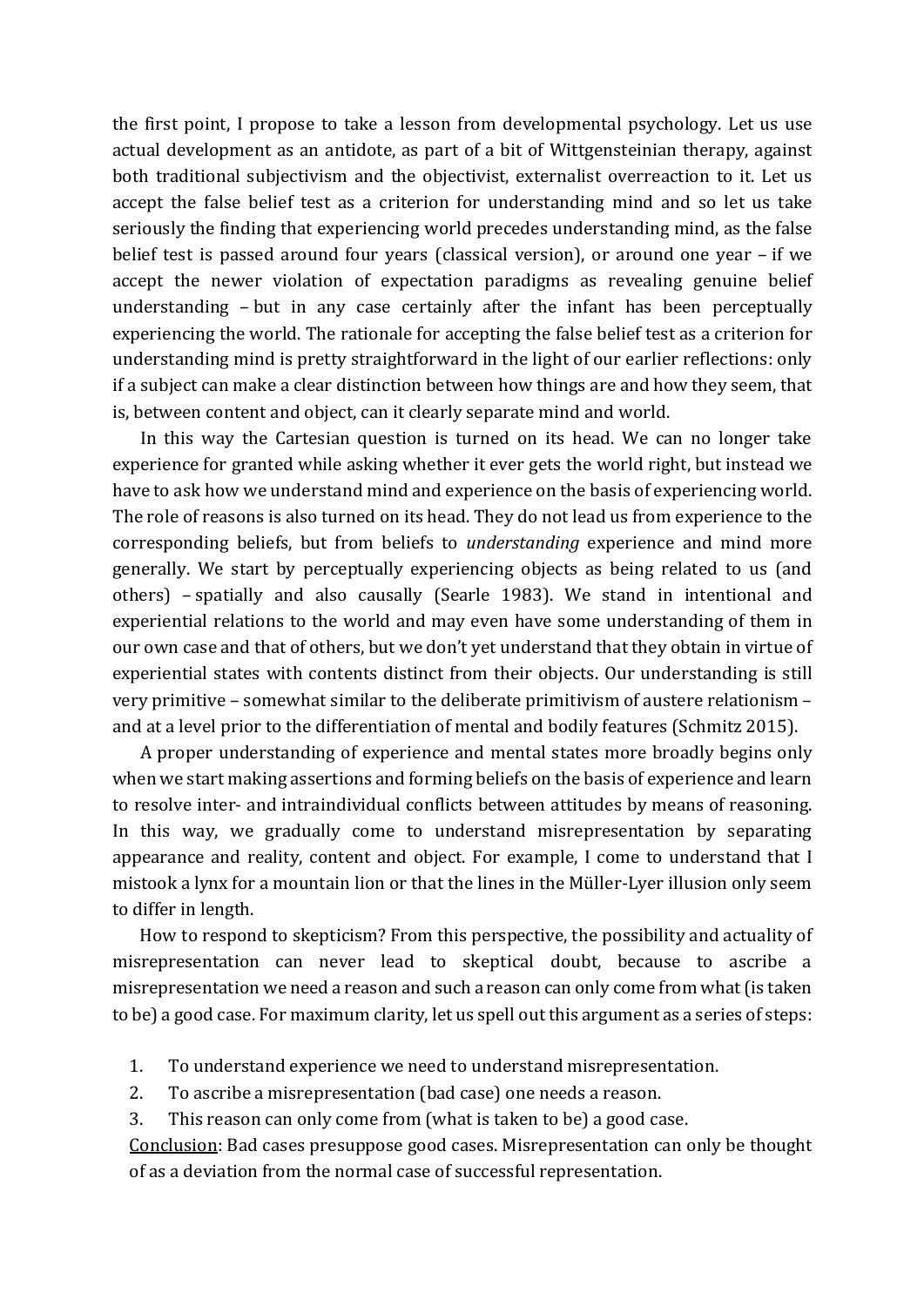the first point, I propose to take a lesson from developmental psychology. Let us use actual development as an antidote, as part of a bit of Wittgensteinian therapy, against both traditional subjectivism and the objectivist, externalist overreaction to it. Let us accept the false belief test as a criterion for understanding mind and so let us take seriously the finding that experiencing world precedes understanding mind, as the false belief test is passed around four years (classical version), or around one year – if we accept the newer violation of expectation paradigms as revealing genuine belief understanding – but in any case certainly after the infant has been perceptually experiencing the world. The rationale for accepting the false belief test as a criterion for understanding mind is pretty straightforward in the light of our earlier reflections: only if a subject can make a clear distinction between how things are and how they seem, that is, between content and object, can it clearly separate mind and world.

In this way the Cartesian question is turned on its head. We can no longer take experience for granted while asking whether it ever gets the world right, but instead we have to ask how we understand mind and experience on the basis of experiencing world. The role of reasons is also turned on its head. They do not lead us from experience to the corresponding beliefs, but from beliefs to *understanding* experience and mind more generally. We start by perceptually experiencing objects as being related to us (and others) – spatially and also causally (Searle 1983). We stand in intentional and experiential relations to the world and may even have some understanding of them in our own case and that of others, but we don't yet understand that they obtain in virtue of experiential states with contents distinct from their objects. Our understanding is still very primitive – somewhat similar to the deliberate primitivism of austere relationism – and at a level prior to the differentiation of mental and bodily features (Schmitz 2015).

A proper understanding of experience and mental states more broadly begins only when we start making assertions and forming beliefs on the basis of experience and learn to resolve inter- and intraindividual conflicts between attitudes by means of reasoning. In this way, we gradually come to understand misrepresentation by separating appearance and reality, content and object. For example, I come to understand that I mistook a lynx for a mountain lion or that the lines in the Müller-Lyer illusion only seem to differ in length.

How to respond to skepticism? From this perspective, the possibility and actuality of misrepresentation can never lead to skeptical doubt, because to ascribe a misrepresentation we need a reason and such a reason can only come from what (is taken to be) a good case. For maximum clarity, let us spell out this argument as a series of steps:

1. To understand experience we need to understand misrepresentation.
2. To ascribe a misrepresentation (bad case) one needs a reason.
3. This reason can only come from (what is taken to be) a good case.

<u>Conclusion</u>: Bad cases presuppose good cases. Misrepresentation can only be thought of as a deviation from the normal case of successful representation.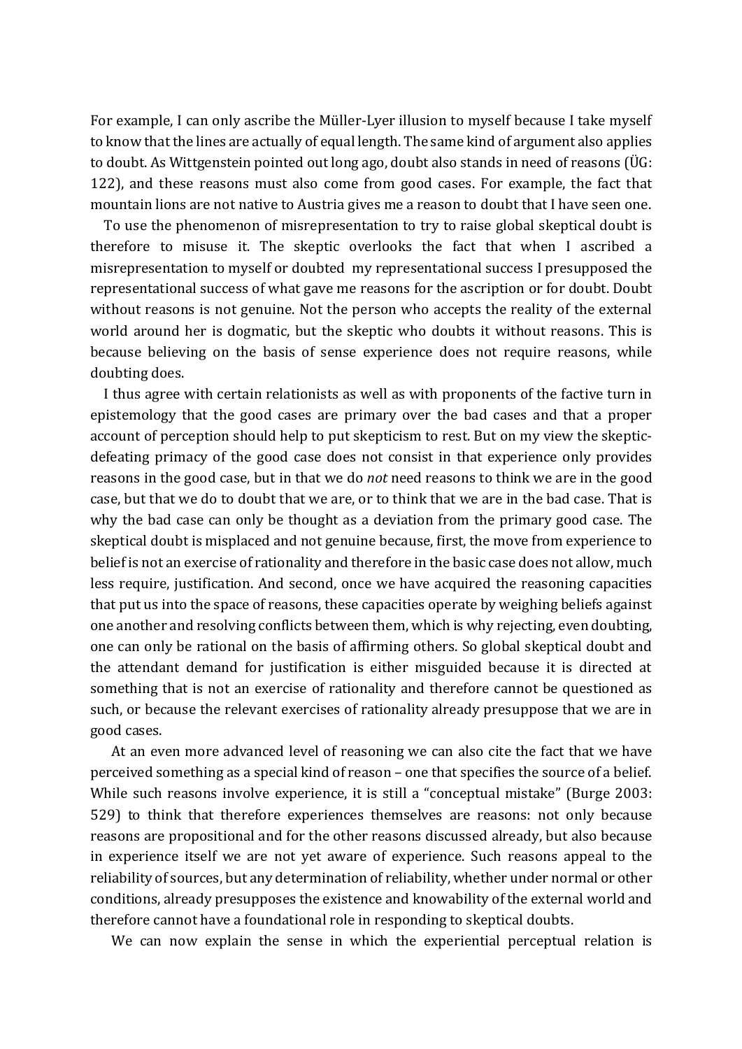For example, I can only ascribe the Müller-Lyer illusion to myself because I take myself to know that the lines are actually of equal length. The same kind of argument also applies to doubt. As Wittgenstein pointed out long ago, doubt also stands in need of reasons (ÜG: 122), and these reasons must also come from good cases. For example, the fact that mountain lions are not native to Austria gives me a reason to doubt that I have seen one.

To use the phenomenon of misrepresentation to try to raise global skeptical doubt is therefore to misuse it. The skeptic overlooks the fact that when I ascribed a misrepresentation to myself or doubted my representational success I presupposed the representational success of what gave me reasons for the ascription or for doubt. Doubt without reasons is not genuine. Not the person who accepts the reality of the external world around her is dogmatic, but the skeptic who doubts it without reasons. This is because believing on the basis of sense experience does not require reasons, while doubting does.

I thus agree with certain relationists as well as with proponents of the factive turn in epistemology that the good cases are primary over the bad cases and that a proper account of perception should help to put skepticism to rest. But on my view the skeptic-defeating primacy of the good case does not consist in that experience only provides reasons in the good case, but in that we do *not* need reasons to think we are in the good case, but that we do to doubt that we are, or to think that we are in the bad case. That is why the bad case can only be thought as a deviation from the primary good case. The skeptical doubt is misplaced and not genuine because, first, the move from experience to belief is not an exercise of rationality and therefore in the basic case does not allow, much less require, justification. And second, once we have acquired the reasoning capacities that put us into the space of reasons, these capacities operate by weighing beliefs against one another and resolving conflicts between them, which is why rejecting, even doubting, one can only be rational on the basis of affirming others. So global skeptical doubt and the attendant demand for justification is either misguided because it is directed at something that is not an exercise of rationality and therefore cannot be questioned as such, or because the relevant exercises of rationality already presuppose that we are in good cases.

At an even more advanced level of reasoning we can also cite the fact that we have perceived something as a special kind of reason – one that specifies the source of a belief. While such reasons involve experience, it is still a "conceptual mistake" (Burge 2003: 529) to think that therefore experiences themselves are reasons: not only because reasons are propositional and for the other reasons discussed already, but also because in experience itself we are not yet aware of experience. Such reasons appeal to the reliability of sources, but any determination of reliability, whether under normal or other conditions, already presupposes the existence and knowability of the external world and therefore cannot have a foundational role in responding to skeptical doubts.

We can now explain the sense in which the experiential perceptual relation is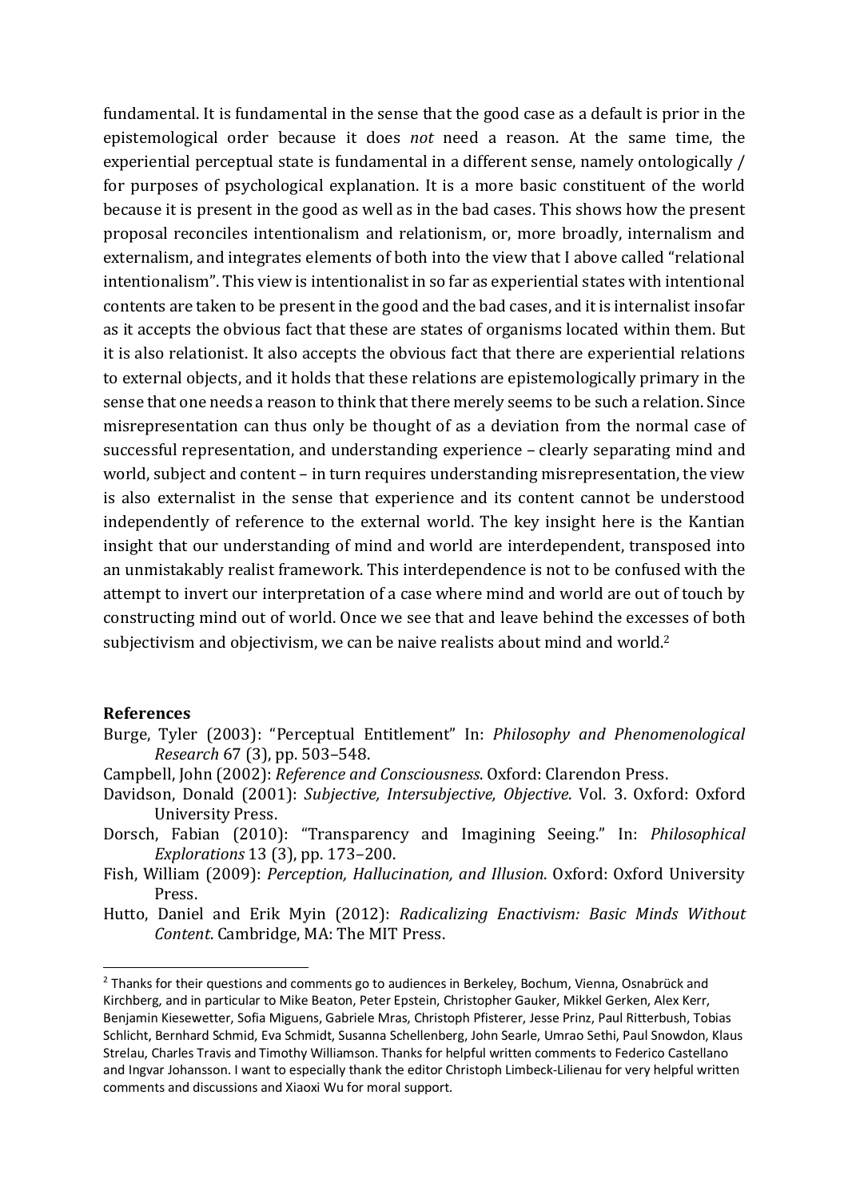fundamental. It is fundamental in the sense that the good case as a default is prior in the epistemological order because it does *not* need a reason. At the same time, the experiential perceptual state is fundamental in a different sense, namely ontologically / for purposes of psychological explanation. It is a more basic constituent of the world because it is present in the good as well as in the bad cases. This shows how the present proposal reconciles intentionalism and relationism, or, more broadly, internalism and externalism, and integrates elements of both into the view that I above called "relational intentionalism". This view is intentionalist in so far as experiential states with intentional contents are taken to be present in the good and the bad cases, and it is internalist insofar as it accepts the obvious fact that these are states of organisms located within them. But it is also relationist. It also accepts the obvious fact that there are experiential relations to external objects, and it holds that these relations are epistemologically primary in the sense that one needs a reason to think that there merely seems to be such a relation. Since misrepresentation can thus only be thought of as a deviation from the normal case of successful representation, and understanding experience – clearly separating mind and world, subject and content – in turn requires understanding misrepresentation, the view is also externalist in the sense that experience and its content cannot be understood independently of reference to the external world. The key insight here is the Kantian insight that our understanding of mind and world are interdependent, transposed into an unmistakably realist framework. This interdependence is not to be confused with the attempt to invert our interpretation of a case where mind and world are out of touch by constructing mind out of world. Once we see that and leave behind the excesses of both subjectivism and objectivism, we can be naive realists about mind and world.[2]

## References

Burge, Tyler (2003): "Perceptual Entitlement" In: *Philosophy and Phenomenological Research* 67 (3), pp. 503–548.

Campbell, John (2002): *Reference and Consciousness*. Oxford: Clarendon Press.

Davidson, Donald (2001): *Subjective, Intersubjective, Objective*. Vol. 3. Oxford: Oxford University Press.

Dorsch, Fabian (2010): "Transparency and Imagining Seeing." In: *Philosophical Explorations* 13 (3), pp. 173–200.

Fish, William (2009): *Perception, Hallucination, and Illusion*. Oxford: Oxford University Press.

Hutto, Daniel and Erik Myin (2012): *Radicalizing Enactivism: Basic Minds Without Content*. Cambridge, MA: The MIT Press.

[2] Thanks for their questions and comments go to audiences in Berkeley, Bochum, Vienna, Osnabrück and Kirchberg, and in particular to Mike Beaton, Peter Epstein, Christopher Gauker, Mikkel Gerken, Alex Kerr, Benjamin Kiesewetter, Sofia Miguens, Gabriele Mras, Christoph Pfisterer, Jesse Prinz, Paul Ritterbush, Tobias Schlicht, Bernhard Schmid, Eva Schmidt, Susanna Schellenberg, John Searle, Umrao Sethi, Paul Snowdon, Klaus Strelau, Charles Travis and Timothy Williamson. Thanks for helpful written comments to Federico Castellano and Ingvar Johansson. I want to especially thank the editor Christoph Limbeck-Lilienau for very helpful written comments and discussions and Xiaoxi Wu for moral support.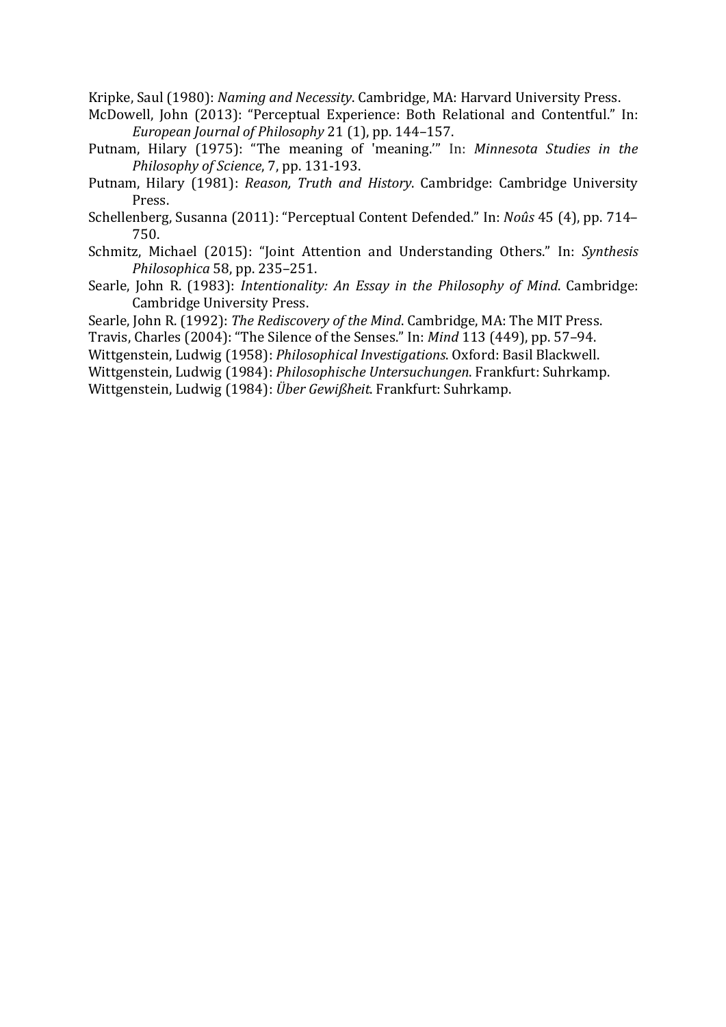Kripke, Saul (1980): *Naming and Necessity*. Cambridge, MA: Harvard University Press.

McDowell, John (2013): "Perceptual Experience: Both Relational and Contentful." In: *European Journal of Philosophy* 21 (1), pp. 144–157.

Putnam, Hilary (1975): "The meaning of 'meaning.'" In: *Minnesota Studies in the Philosophy of Science*, 7, pp. 131-193.

Putnam, Hilary (1981): *Reason, Truth and History*. Cambridge: Cambridge University Press.

Schellenberg, Susanna (2011): "Perceptual Content Defended." In: *Noûs* 45 (4), pp. 714–750.

Schmitz, Michael (2015): "Joint Attention and Understanding Others." In: *Synthesis Philosophica* 58, pp. 235–251.

Searle, John R. (1983): *Intentionality: An Essay in the Philosophy of Mind*. Cambridge: Cambridge University Press.

Searle, John R. (1992): *The Rediscovery of the Mind*. Cambridge, MA: The MIT Press.

Travis, Charles (2004): "The Silence of the Senses." In: *Mind* 113 (449), pp. 57–94.

Wittgenstein, Ludwig (1958): *Philosophical Investigations*. Oxford: Basil Blackwell.

Wittgenstein, Ludwig (1984): *Philosophische Untersuchungen*. Frankfurt: Suhrkamp.

Wittgenstein, Ludwig (1984): *Über Gewißheit*. Frankfurt: Suhrkamp.